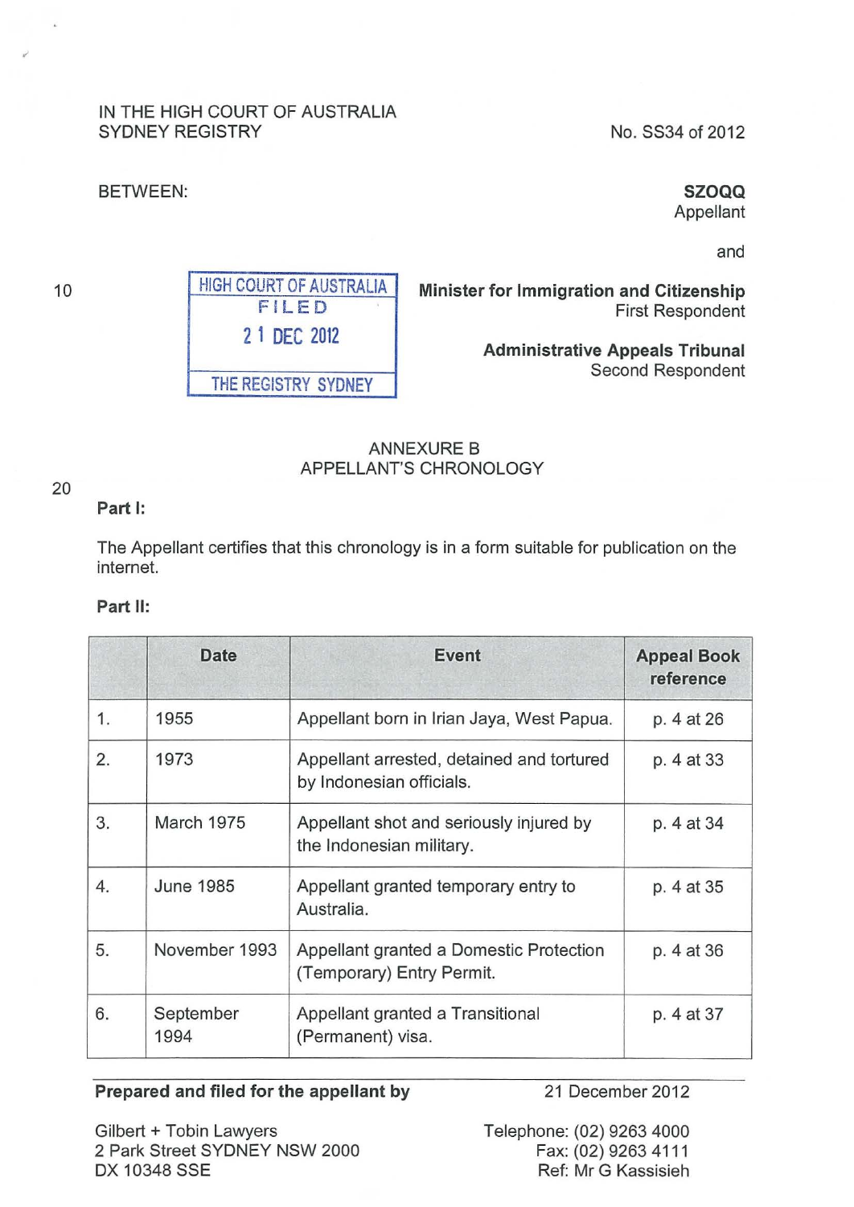IN THE HIGH COURT OF AUSTRALIA
SYDNEY REGISTRY

No. SS34 of 2012

BETWEEN:

**SZOQQ**
Appellant

and

**Minister for Immigration and Citizenship**
First Respondent

**Administrative Appeals Tribunal**
Second Respondent

HIGH COURT OF AUSTRALIA
FILED
21 DEC 2012
THE REGISTRY SYDNEY

ANNEXURE B
APPELLANT'S CHRONOLOGY

**Part I:**

The Appellant certifies that this chronology is in a form suitable for publication on the internet.

**Part II:**

| | Date | Event | Appeal Book reference |
|---|---|---|---|
| 1. | 1955 | Appellant born in Irian Jaya, West Papua. | p. 4 at 26 |
| 2. | 1973 | Appellant arrested, detained and tortured by Indonesian officials. | p. 4 at 33 |
| 3. | March 1975 | Appellant shot and seriously injured by the Indonesian military. | p. 4 at 34 |
| 4. | June 1985 | Appellant granted temporary entry to Australia. | p. 4 at 35 |
| 5. | November 1993 | Appellant granted a Domestic Protection (Temporary) Entry Permit. | p. 4 at 36 |
| 6. | September 1994 | Appellant granted a Transitional (Permanent) visa. | p. 4 at 37 |

**Prepared and filed for the appellant by**

21 December 2012

Gilbert + Tobin Lawyers
2 Park Street SYDNEY NSW 2000
DX 10348 SSE

Telephone: (02) 9263 4000
Fax: (02) 9263 4111
Ref: Mr G Kassisieh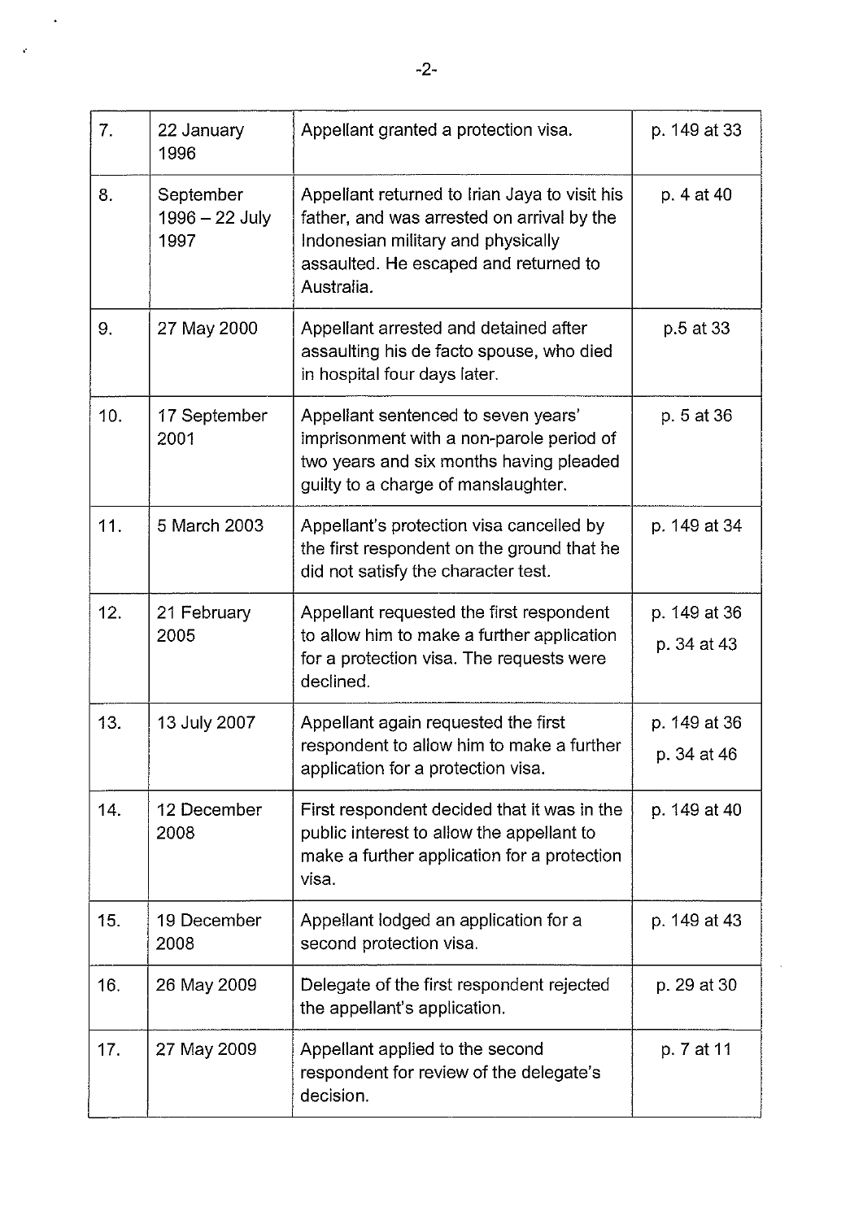| | | | |
|---|---|---|---|
| 7. | 22 January 1996 | Appellant granted a protection visa. | p. 149 at 33 |
| 8. | September 1996 – 22 July 1997 | Appellant returned to Irian Jaya to visit his father, and was arrested on arrival by the Indonesian military and physically assaulted. He escaped and returned to Australia. | p. 4 at 40 |
| 9. | 27 May 2000 | Appellant arrested and detained after assaulting his de facto spouse, who died in hospital four days later. | p.5 at 33 |
| 10. | 17 September 2001 | Appellant sentenced to seven years' imprisonment with a non-parole period of two years and six months having pleaded guilty to a charge of manslaughter. | p. 5 at 36 |
| 11. | 5 March 2003 | Appellant's protection visa cancelled by the first respondent on the ground that he did not satisfy the character test. | p. 149 at 34 |
| 12. | 21 February 2005 | Appellant requested the first respondent to allow him to make a further application for a protection visa. The requests were declined. | p. 149 at 36<br>p. 34 at 43 |
| 13. | 13 July 2007 | Appellant again requested the first respondent to allow him to make a further application for a protection visa. | p. 149 at 36<br>p. 34 at 46 |
| 14. | 12 December 2008 | First respondent decided that it was in the public interest to allow the appellant to make a further application for a protection visa. | p. 149 at 40 |
| 15. | 19 December 2008 | Appellant lodged an application for a second protection visa. | p. 149 at 43 |
| 16. | 26 May 2009 | Delegate of the first respondent rejected the appellant's application. | p. 29 at 30 |
| 17. | 27 May 2009 | Appellant applied to the second respondent for review of the delegate's decision. | p. 7 at 11 |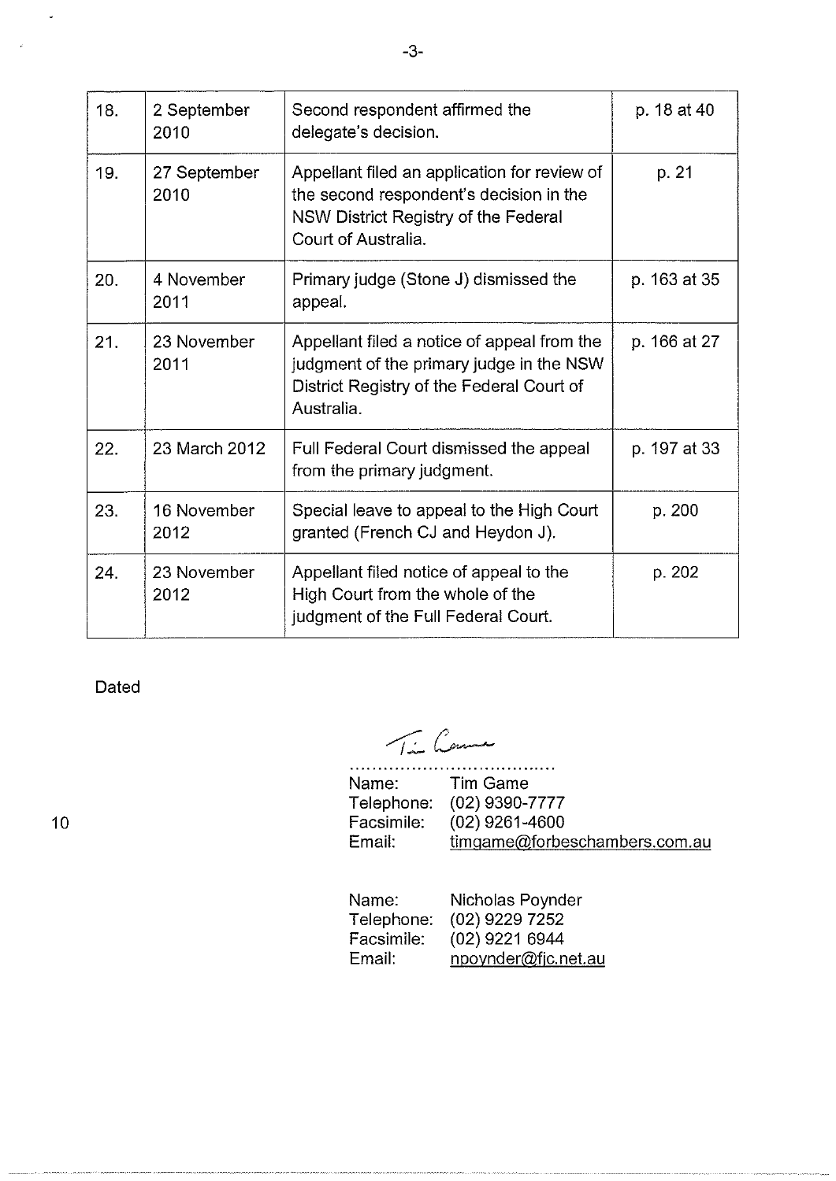| | | | |
|---|---|---|---|
| 18. | 2 September 2010 | Second respondent affirmed the delegate's decision. | p. 18 at 40 |
| 19. | 27 September 2010 | Appellant filed an application for review of the second respondent's decision in the NSW District Registry of the Federal Court of Australia. | p. 21 |
| 20. | 4 November 2011 | Primary judge (Stone J) dismissed the appeal. | p. 163 at 35 |
| 21. | 23 November 2011 | Appellant filed a notice of appeal from the judgment of the primary judge in the NSW District Registry of the Federal Court of Australia. | p. 166 at 27 |
| 22. | 23 March 2012 | Full Federal Court dismissed the appeal from the primary judgment. | p. 197 at 33 |
| 23. | 16 November 2012 | Special leave to appeal to the High Court granted (French CJ and Heydon J). | p. 200 |
| 24. | 23 November 2012 | Appellant filed notice of appeal to the High Court from the whole of the judgment of the Full Federal Court. | p. 202 |

Dated

....................................

Name: Tim Game
Telephone: (02) 9390-7777
Facsimile: (02) 9261-4600
Email: timgame@forbeschambers.com.au

Name: Nicholas Poynder
Telephone: (02) 9229 7252
Facsimile: (02) 9221 6944
Email: npoynder@fjc.net.au